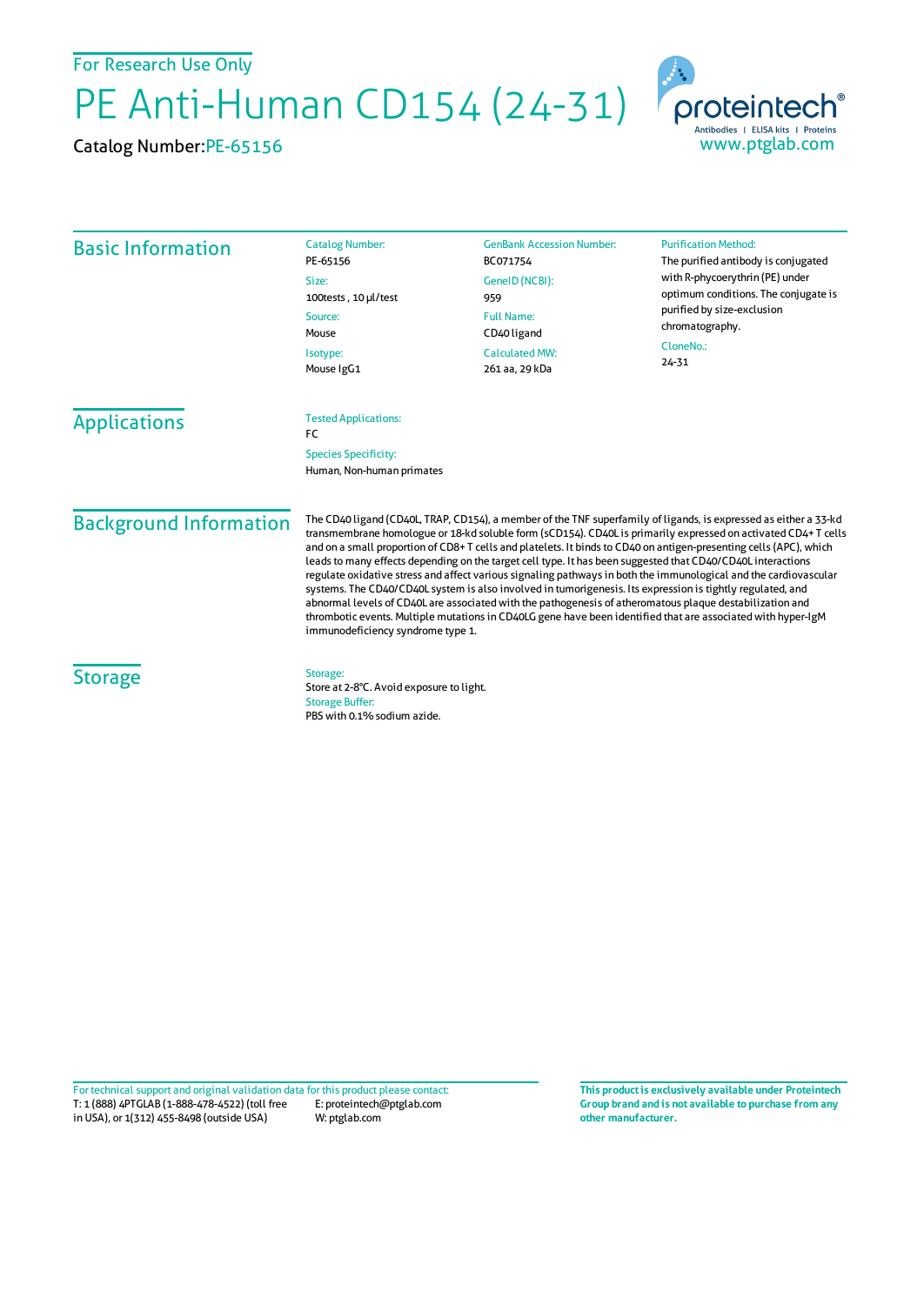For Research Use Only

# PE Anti-Human CD154 (24-31)

Catalog Number: PE-65156

proteintech®
Antibodies | ELISA kits | Proteins
www.ptglab.com

## Basic Information

**Catalog Number:**
PE-65156

**Size:**
100tests , 10 µl/test

**Source:**
Mouse

**Isotype:**
Mouse IgG1

**GenBank Accession Number:**
BC071754

**GeneID (NCBI):**
959

**Full Name:**
CD40 ligand

**Calculated MW:**
261 aa, 29 kDa

**Purification Method:**
The purified antibody is conjugated with R-phycoerythrin (PE) under optimum conditions. The conjugate is purified by size-exclusion chromatography.

**CloneNo.:**
24-31

## Applications

**Tested Applications:**
FC

**Species Specificity:**
Human, Non-human primates

## Background Information

The CD40 ligand (CD40L, TRAP, CD154), a member of the TNF superfamily of ligands, is expressed as either a 33-kd transmembrane homologue or 18-kd soluble form (sCD154). CD40L is primarily expressed on activated CD4+ T cells and on a small proportion of CD8+ T cells and platelets. It binds to CD40 on antigen-presenting cells (APC), which leads to many effects depending on the target cell type. It has been suggested that CD40/CD40L interactions regulate oxidative stress and affect various signaling pathways in both the immunological and the cardiovascular systems. The CD40/CD40L system is also involved in tumorigenesis. Its expression is tightly regulated, and abnormal levels of CD40L are associated with the pathogenesis of atheromatous plaque destabilization and thrombotic events. Multiple mutations in CD40LG gene have been identified that are associated with hyper-IgM immunodeficiency syndrome type 1.

## Storage

**Storage:**
Store at 2-8°C. Avoid exposure to light.

**Storage Buffer:**
PBS with 0.1% sodium azide.

For technical support and original validation data for this product please contact:
T: 1 (888) 4PTGLAB (1-888-478-4522) (toll free in USA), or 1(312) 455-8498 (outside USA)
E: proteintech@ptglab.com
W: ptglab.com

**This product is exclusively available under Proteintech Group brand and is not available to purchase from any other manufacturer.**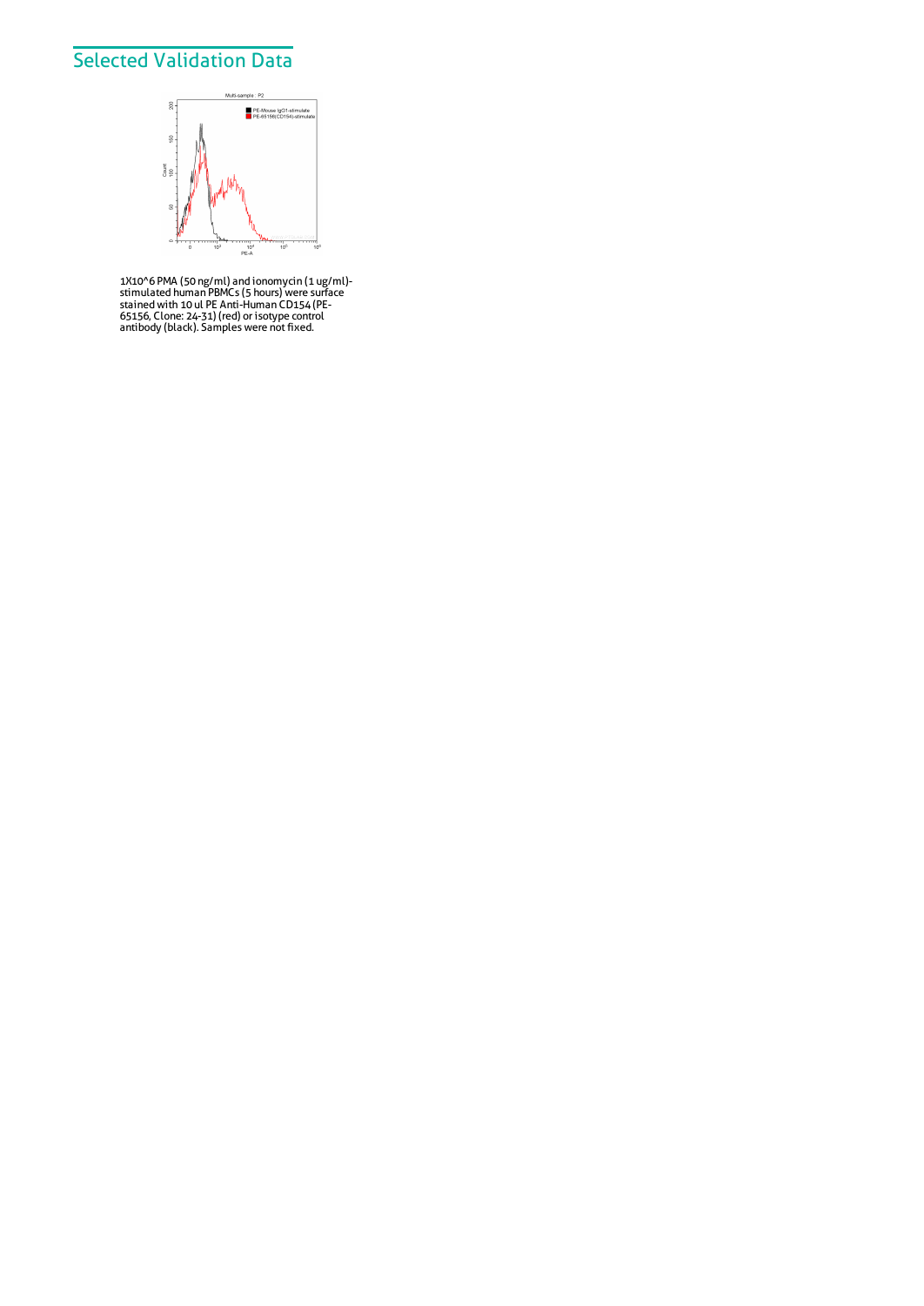## Selected Validation Data

Multi-sample : P2

PE-Mouse IgG1-stimulate
PE-65156(CD154)-stimulate

Count

200
150
100
50
0

0
$10^3$
$10^4$
$10^5$
$10^6$

PE-A

1X10^6 PMA (50 ng/ml) and ionomycin (1 ug/ml)-stimulated human PBMCs (5 hours) were surface stained with 10 ul PE Anti-Human CD154 (PE-65156, Clone: 24-31) (red) or isotype control antibody (black). Samples were not fixed.